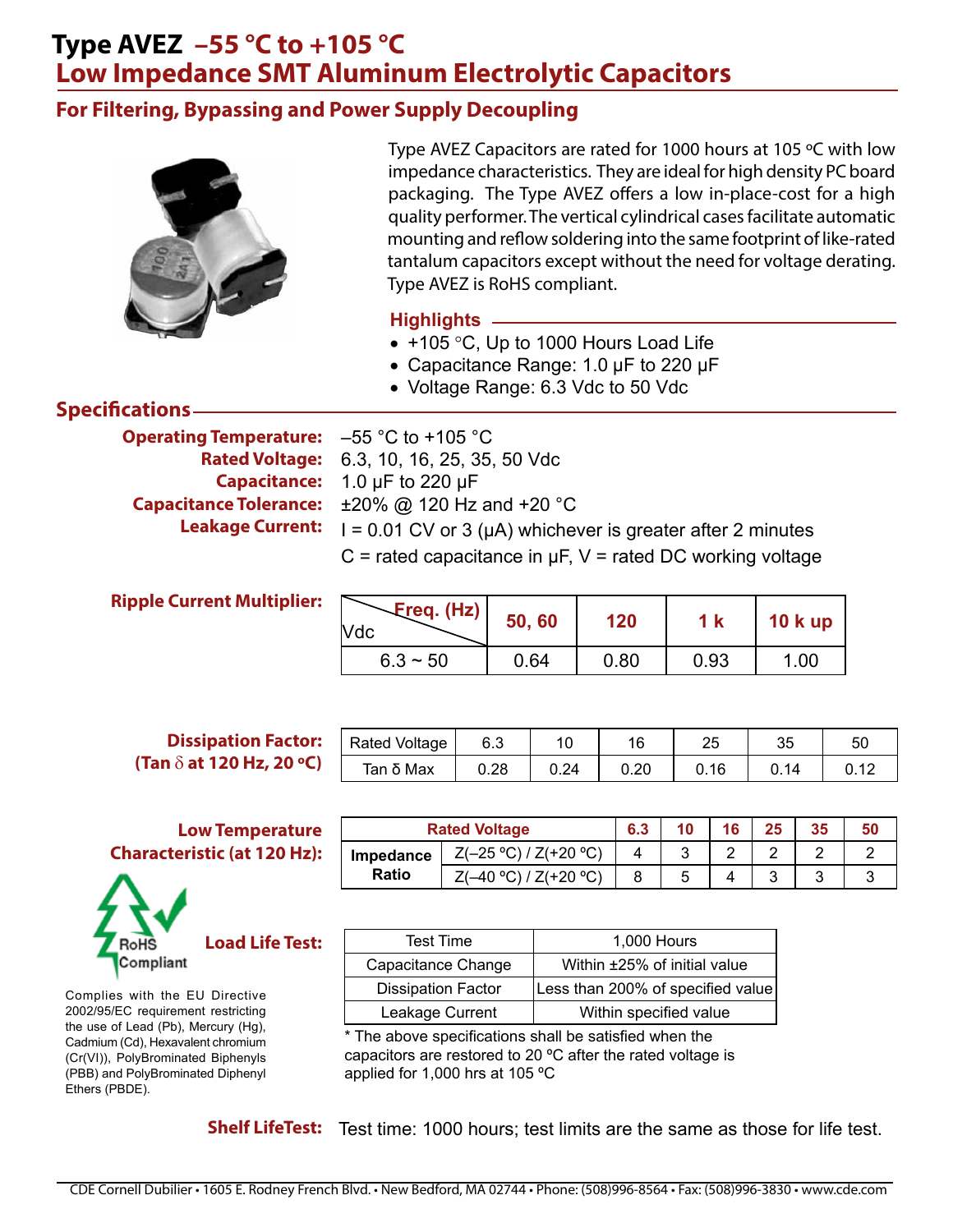# Type AVEZ –55 °C to +105 °C

# Low Impedance SMT Aluminum Electrolytic Capacitors

## For Filtering, Bypassing and Power Supply Decoupling

Type AVEZ Capacitors are rated for 1000 hours at 105 ºC with low impedance characteristics. They are ideal for high density PC board packaging. The Type AVEZ offers a low in-place-cost for a high quality performer. The vertical cylindrical cases facilitate automatic mounting and reflow soldering into the same footprint of like-rated tantalum capacitors except without the need for voltage derating. Type AVEZ is RoHS compliant.

### Highlights

- +105 °C, Up to 1000 Hours Load Life
- Capacitance Range: 1.0 µF to 220 µF
- Voltage Range: 6.3 Vdc to 50 Vdc

## Specifications

**Operating Temperature:** –55 °C to +105 °C

**Rated Voltage:** 6.3, 10, 16, 25, 35, 50 Vdc

**Capacitance:** 1.0 µF to 220 µF

**Capacitance Tolerance:** ±20% @ 120 Hz and +20 °C

**Leakage Current:** I = 0.01 CV or 3 (µA) whichever is greater after 2 minutes

C = rated capacitance in µF, V = rated DC working voltage

**Ripple Current Multiplier:**

| Vdc \ Freq. (Hz) | 50, 60 | 120 | 1 k | 10 k up |
|---|---|---|---|---|
| 6.3 ~ 50 | 0.64 | 0.80 | 0.93 | 1.00 |

**Dissipation Factor: (Tan δ at 120 Hz, 20 ºC)**

| Rated Voltage | 6.3 | 10 | 16 | 25 | 35 | 50 |
|---|---|---|---|---|---|---|
| Tan δ Max | 0.28 | 0.24 | 0.20 | 0.16 | 0.14 | 0.12 |

**Low Temperature Characteristic (at 120 Hz):**

| Rated Voltage | | 6.3 | 10 | 16 | 25 | 35 | 50 |
|---|---|---|---|---|---|---|---|
| Impedance Ratio | Z(–25 ºC) / Z(+20 ºC) | 4 | 3 | 2 | 2 | 2 | 2 |
| | Z(–40 ºC) / Z(+20 ºC) | 8 | 5 | 4 | 3 | 3 | 3 |

RoHS Compliant

Complies with the EU Directive 2002/95/EC requirement restricting the use of Lead (Pb), Mercury (Hg), Cadmium (Cd), Hexavalent chromium (Cr(VI)), PolyBrominated Biphenyls (PBB) and PolyBrominated Diphenyl Ethers (PBDE).

**Load Life Test:**

| Test Time | 1,000 Hours |
|---|---|
| Capacitance Change | Within ±25% of initial value |
| Dissipation Factor | Less than 200% of specified value |
| Leakage Current | Within specified value |

\* The above specifications shall be satisfied when the capacitors are restored to 20 ºC after the rated voltage is applied for 1,000 hrs at 105 ºC

**Shelf LifeTest:** Test time: 1000 hours; test limits are the same as those for life test.

CDE Cornell Dubilier • 1605 E. Rodney French Blvd. • New Bedford, MA 02744 • Phone: (508)996-8564 • Fax: (508)996-3830 • www.cde.com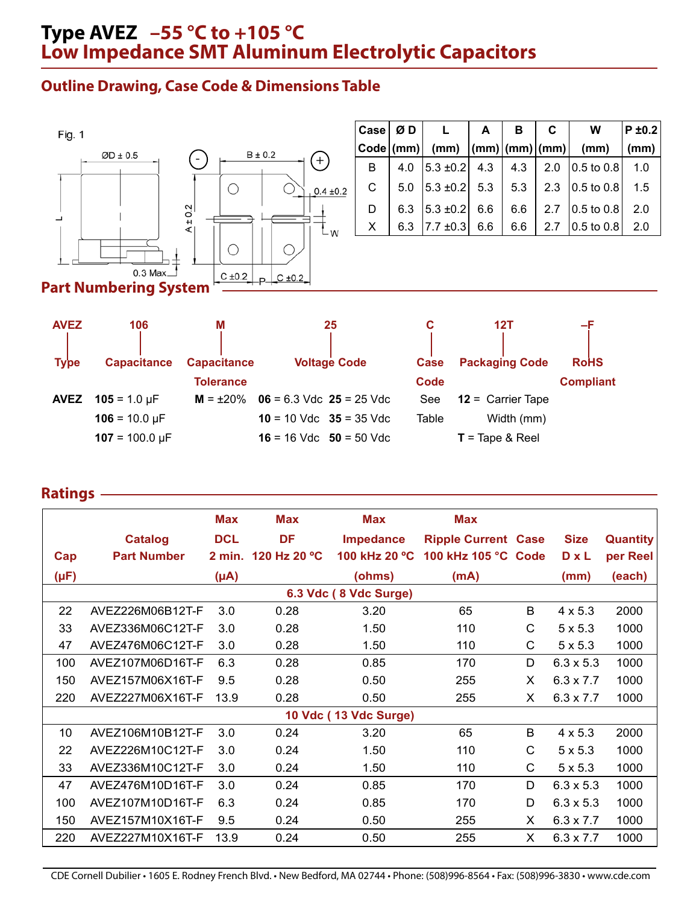# Type AVEZ –55 °C to +105 °C
## Low Impedance SMT Aluminum Electrolytic Capacitors

### Outline Drawing, Case Code & Dimensions Table

Fig. 1

ØD ± 0.5 | B ± 0.2 | 0.4 ±0.2 | A ± 0.2 | L | W | 0.3 Max. | C ±0.2 | P | C ±0.2

| Case Code | Ø D (mm) | L (mm) | A (mm) | B (mm) | C (mm) | W (mm) | P ±0.2 (mm) |
|---|---|---|---|---|---|---|---|
| B | 4.0 | 5.3 ±0.2 | 4.3 | 4.3 | 2.0 | 0.5 to 0.8 | 1.0 |
| C | 5.0 | 5.3 ±0.2 | 5.3 | 5.3 | 2.3 | 0.5 to 0.8 | 1.5 |
| D | 6.3 | 5.3 ±0.2 | 6.6 | 6.6 | 2.7 | 0.5 to 0.8 | 2.0 |
| X | 6.3 | 7.7 ±0.3 | 6.6 | 6.6 | 2.7 | 0.5 to 0.8 | 2.0 |

### Part Numbering System

| AVEZ | 106 | M | 25 | C | 12T | –F |
|---|---|---|---|---|---|---|
| Type | Capacitance | Capacitance Tolerance | Voltage Code | Case Code | Packaging Code | RoHS Compliant |
| **AVEZ** | **105** = 1.0 µF<br>**106** = 10.0 µF<br>**107** = 100.0 µF | **M** = ±20% | **06** = 6.3 Vdc **25** = 25 Vdc<br>**10** = 10 Vdc **35** = 35 Vdc<br>**16** = 16 Vdc **50** = 50 Vdc | See Table | **12** = Carrier Tape Width (mm)<br>**T** = Tape & Reel | |

### Ratings

| Cap (µF) | Catalog Part Number | Max DCL 2 min. (µA) | Max DF 120 Hz 20 ºC | Max Impedance 100 kHz 20 ºC (ohms) | Max Ripple Current 100 kHz 105 °C (mA) | Case Code | Size D x L (mm) | Quantity per Reel (each) |
|---|---|---|---|---|---|---|---|---|
| **6.3 Vdc ( 8 Vdc Surge)** | | | | | | | | |
| 22 | AVEZ226M06B12T-F | 3.0 | 0.28 | 3.20 | 65 | B | 4 x 5.3 | 2000 |
| 33 | AVEZ336M06C12T-F | 3.0 | 0.28 | 1.50 | 110 | C | 5 x 5.3 | 1000 |
| 47 | AVEZ476M06C12T-F | 3.0 | 0.28 | 1.50 | 110 | C | 5 x 5.3 | 1000 |
| 100 | AVEZ107M06D16T-F | 6.3 | 0.28 | 0.85 | 170 | D | 6.3 x 5.3 | 1000 |
| 150 | AVEZ157M06X16T-F | 9.5 | 0.28 | 0.50 | 255 | X | 6.3 x 7.7 | 1000 |
| 220 | AVEZ227M06X16T-F | 13.9 | 0.28 | 0.50 | 255 | X | 6.3 x 7.7 | 1000 |
| **10 Vdc ( 13 Vdc Surge)** | | | | | | | | |
| 10 | AVEZ106M10B12T-F | 3.0 | 0.24 | 3.20 | 65 | B | 4 x 5.3 | 2000 |
| 22 | AVEZ226M10C12T-F | 3.0 | 0.24 | 1.50 | 110 | C | 5 x 5.3 | 1000 |
| 33 | AVEZ336M10C12T-F | 3.0 | 0.24 | 1.50 | 110 | C | 5 x 5.3 | 1000 |
| 47 | AVEZ476M10D16T-F | 3.0 | 0.24 | 0.85 | 170 | D | 6.3 x 5.3 | 1000 |
| 100 | AVEZ107M10D16T-F | 6.3 | 0.24 | 0.85 | 170 | D | 6.3 x 5.3 | 1000 |
| 150 | AVEZ157M10X16T-F | 9.5 | 0.24 | 0.50 | 255 | X | 6.3 x 7.7 | 1000 |
| 220 | AVEZ227M10X16T-F | 13.9 | 0.24 | 0.50 | 255 | X | 6.3 x 7.7 | 1000 |

CDE Cornell Dubilier • 1605 E. Rodney French Blvd. • New Bedford, MA 02744 • Phone: (508)996-8564 • Fax: (508)996-3830 • www.cde.com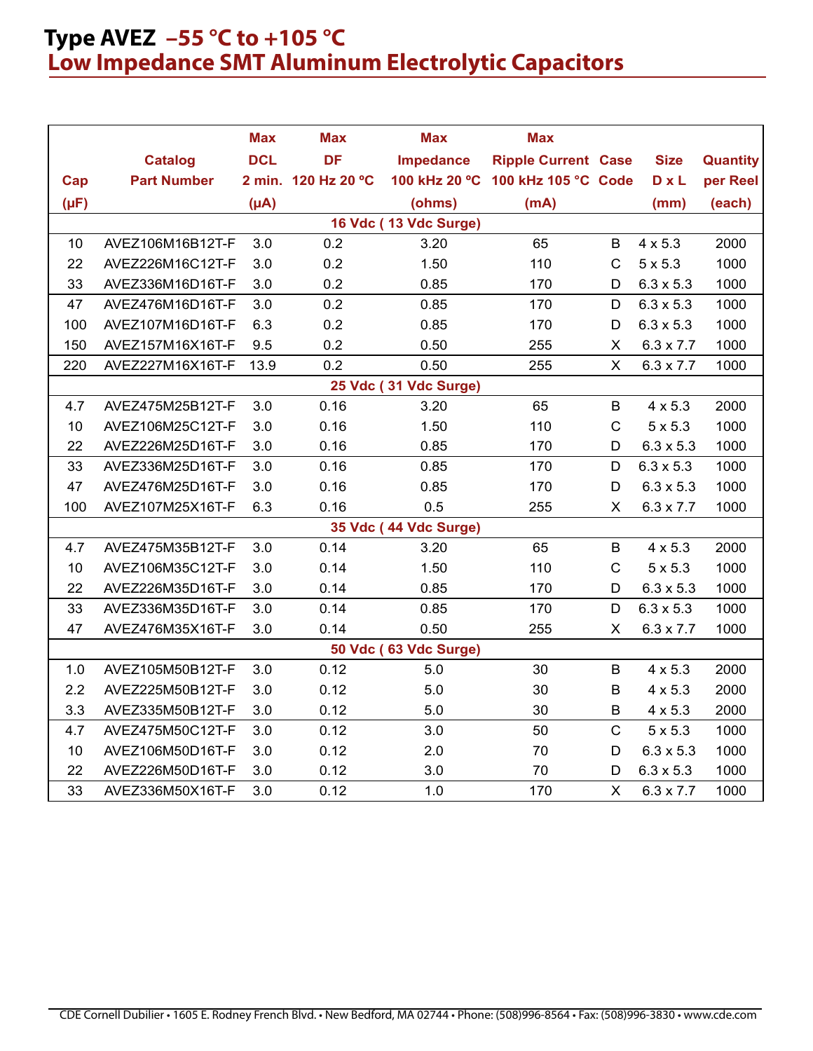# Type AVEZ –55 °C to +105 °C
## Low Impedance SMT Aluminum Electrolytic Capacitors

| Cap (µF) | Catalog Part Number | Max DCL 2 min. (µA) | Max DF 120 Hz 20 ºC | Max Impedance 100 kHz 20 ºC (ohms) | Max Ripple Current 100 kHz 105 °C (mA) | Case Code | Size D x L (mm) | Quantity per Reel (each) |
|---|---|---|---|---|---|---|---|---|
| **16 Vdc ( 13 Vdc Surge)** | | | | | | | | |
| 10 | AVEZ106M16B12T-F | 3.0 | 0.2 | 3.20 | 65 | B | 4 x 5.3 | 2000 |
| 22 | AVEZ226M16C12T-F | 3.0 | 0.2 | 1.50 | 110 | C | 5 x 5.3 | 1000 |
| 33 | AVEZ336M16D16T-F | 3.0 | 0.2 | 0.85 | 170 | D | 6.3 x 5.3 | 1000 |
| 47 | AVEZ476M16D16T-F | 3.0 | 0.2 | 0.85 | 170 | D | 6.3 x 5.3 | 1000 |
| 100 | AVEZ107M16D16T-F | 6.3 | 0.2 | 0.85 | 170 | D | 6.3 x 5.3 | 1000 |
| 150 | AVEZ157M16X16T-F | 9.5 | 0.2 | 0.50 | 255 | X | 6.3 x 7.7 | 1000 |
| 220 | AVEZ227M16X16T-F | 13.9 | 0.2 | 0.50 | 255 | X | 6.3 x 7.7 | 1000 |
| **25 Vdc ( 31 Vdc Surge)** | | | | | | | | |
| 4.7 | AVEZ475M25B12T-F | 3.0 | 0.16 | 3.20 | 65 | B | 4 x 5.3 | 2000 |
| 10 | AVEZ106M25C12T-F | 3.0 | 0.16 | 1.50 | 110 | C | 5 x 5.3 | 1000 |
| 22 | AVEZ226M25D16T-F | 3.0 | 0.16 | 0.85 | 170 | D | 6.3 x 5.3 | 1000 |
| 33 | AVEZ336M25D16T-F | 3.0 | 0.16 | 0.85 | 170 | D | 6.3 x 5.3 | 1000 |
| 47 | AVEZ476M25D16T-F | 3.0 | 0.16 | 0.85 | 170 | D | 6.3 x 5.3 | 1000 |
| 100 | AVEZ107M25X16T-F | 6.3 | 0.16 | 0.5 | 255 | X | 6.3 x 7.7 | 1000 |
| **35 Vdc ( 44 Vdc Surge)** | | | | | | | | |
| 4.7 | AVEZ475M35B12T-F | 3.0 | 0.14 | 3.20 | 65 | B | 4 x 5.3 | 2000 |
| 10 | AVEZ106M35C12T-F | 3.0 | 0.14 | 1.50 | 110 | C | 5 x 5.3 | 1000 |
| 22 | AVEZ226M35D16T-F | 3.0 | 0.14 | 0.85 | 170 | D | 6.3 x 5.3 | 1000 |
| 33 | AVEZ336M35D16T-F | 3.0 | 0.14 | 0.85 | 170 | D | 6.3 x 5.3 | 1000 |
| 47 | AVEZ476M35X16T-F | 3.0 | 0.14 | 0.50 | 255 | X | 6.3 x 7.7 | 1000 |
| **50 Vdc ( 63 Vdc Surge)** | | | | | | | | |
| 1.0 | AVEZ105M50B12T-F | 3.0 | 0.12 | 5.0 | 30 | B | 4 x 5.3 | 2000 |
| 2.2 | AVEZ225M50B12T-F | 3.0 | 0.12 | 5.0 | 30 | B | 4 x 5.3 | 2000 |
| 3.3 | AVEZ335M50B12T-F | 3.0 | 0.12 | 5.0 | 30 | B | 4 x 5.3 | 2000 |
| 4.7 | AVEZ475M50C12T-F | 3.0 | 0.12 | 3.0 | 50 | C | 5 x 5.3 | 1000 |
| 10 | AVEZ106M50D16T-F | 3.0 | 0.12 | 2.0 | 70 | D | 6.3 x 5.3 | 1000 |
| 22 | AVEZ226M50D16T-F | 3.0 | 0.12 | 3.0 | 70 | D | 6.3 x 5.3 | 1000 |
| 33 | AVEZ336M50X16T-F | 3.0 | 0.12 | 1.0 | 170 | X | 6.3 x 7.7 | 1000 |

CDE Cornell Dubilier • 1605 E. Rodney French Blvd. • New Bedford, MA 02744 • Phone: (508)996-8564 • Fax: (508)996-3830 • www.cde.com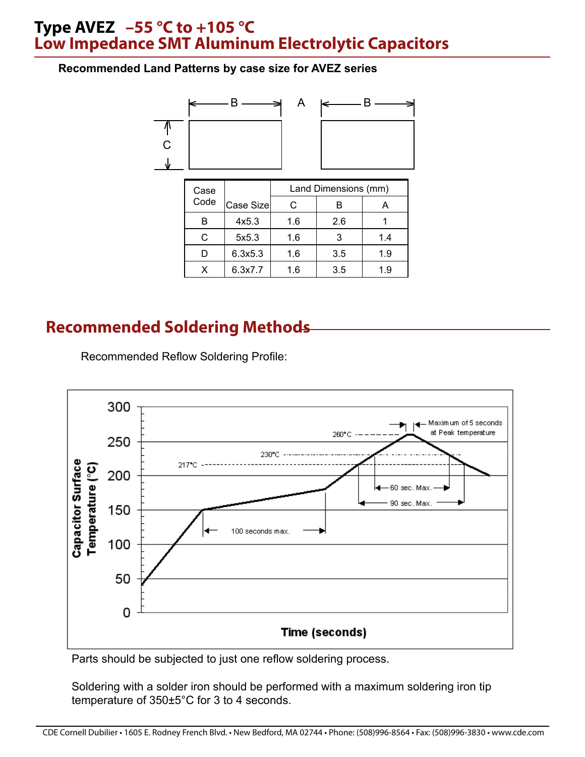# Type AVEZ –55 °C to +105 °C
## Low Impedance SMT Aluminum Electrolytic Capacitors

**Recommended Land Patterns by case size for AVEZ series**

| Case Code | Case Size | Land Dimensions (mm) | | |
|---|---|---|---|---|
| | | C | B | A |
| B | 4x5.3 | 1.6 | 2.6 | 1 |
| C | 5x5.3 | 1.6 | 3 | 1.4 |
| D | 6.3x5.3 | 1.6 | 3.5 | 1.9 |
| X | 6.3x7.7 | 1.6 | 3.5 | 1.9 |

## Recommended Soldering Methods

Recommended Reflow Soldering Profile:

Parts should be subjected to just one reflow soldering process.

Soldering with a solder iron should be performed with a maximum soldering iron tip temperature of 350±5°C for 3 to 4 seconds.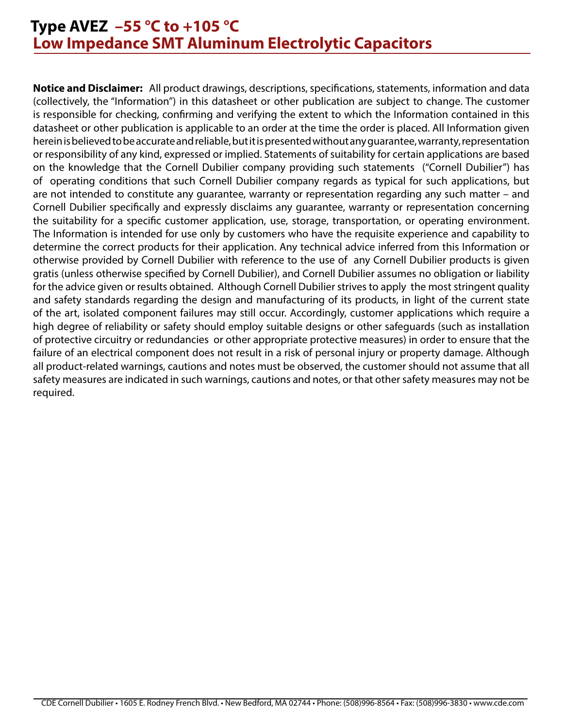**Notice and Disclaimer:** All product drawings, descriptions, specifications, statements, information and data (collectively, the "Information") in this datasheet or other publication are subject to change. The customer is responsible for checking, confirming and verifying the extent to which the Information contained in this datasheet or other publication is applicable to an order at the time the order is placed. All Information given herein is believed to be accurate and reliable, but it is presented without any guarantee, warranty, representation or responsibility of any kind, expressed or implied. Statements of suitability for certain applications are based on the knowledge that the Cornell Dubilier company providing such statements ("Cornell Dubilier") has of operating conditions that such Cornell Dubilier company regards as typical for such applications, but are not intended to constitute any guarantee, warranty or representation regarding any such matter – and Cornell Dubilier specifically and expressly disclaims any guarantee, warranty or representation concerning the suitability for a specific customer application, use, storage, transportation, or operating environment. The Information is intended for use only by customers who have the requisite experience and capability to determine the correct products for their application. Any technical advice inferred from this Information or otherwise provided by Cornell Dubilier with reference to the use of any Cornell Dubilier products is given gratis (unless otherwise specified by Cornell Dubilier), and Cornell Dubilier assumes no obligation or liability for the advice given or results obtained. Although Cornell Dubilier strives to apply the most stringent quality and safety standards regarding the design and manufacturing of its products, in light of the current state of the art, isolated component failures may still occur. Accordingly, customer applications which require a high degree of reliability or safety should employ suitable designs or other safeguards (such as installation of protective circuitry or redundancies or other appropriate protective measures) in order to ensure that the failure of an electrical component does not result in a risk of personal injury or property damage. Although all product-related warnings, cautions and notes must be observed, the customer should not assume that all safety measures are indicated in such warnings, cautions and notes, or that other safety measures may not be required.